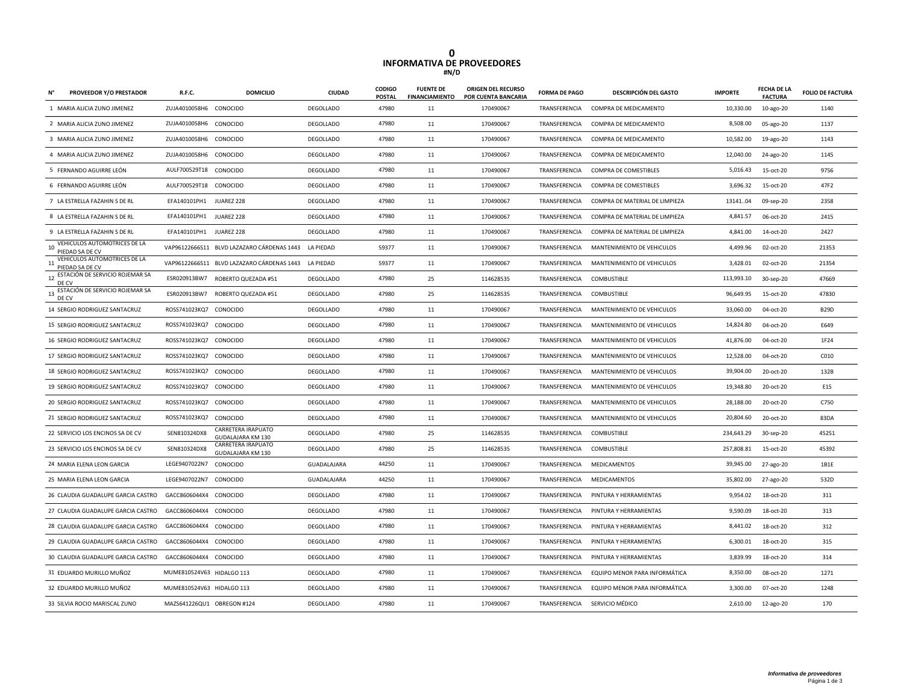# 0
## INFORMATIVA DE PROVEEDORES
### #N/D

| N° | PROVEEDOR Y/O PRESTADOR | R.F.C. | DOMICILIO | CIUDAD | CODIGO POSTAL | FUENTE DE FINANCIAMIENTO | ORIGEN DEL RECURSO POR CUENTA BANCARIA | FORMA DE PAGO | DESCRIPCIÓN DEL GASTO | IMPORTE | FECHA DE LA FACTURA | FOLIO DE FACTURA |
|---|---|---|---|---|---|---|---|---|---|---|---|---|
| 1 | MARIA ALICIA ZUNO JIMENEZ | ZUJA4010058H6 | CONOCIDO | DEGOLLADO | 47980 | 11 | 170490067 | TRANSFERENCIA | COMPRA DE MEDICAMENTO | 10,330.00 | 10-ago-20 | 1140 |
| 2 | MARIA ALICIA ZUNO JIMENEZ | ZUJA4010058H6 | CONOCIDO | DEGOLLADO | 47980 | 11 | 170490067 | TRANSFERENCIA | COMPRA DE MEDICAMENTO | 8,508.00 | 05-ago-20 | 1137 |
| 3 | MARIA ALICIA ZUNO JIMENEZ | ZUJA4010058H6 | CONOCIDO | DEGOLLADO | 47980 | 11 | 170490067 | TRANSFERENCIA | COMPRA DE MEDICAMENTO | 10,582.00 | 19-ago-20 | 1143 |
| 4 | MARIA ALICIA ZUNO JIMENEZ | ZUJA4010058H6 | CONOCIDO | DEGOLLADO | 47980 | 11 | 170490067 | TRANSFERENCIA | COMPRA DE MEDICAMENTO | 12,040.00 | 24-ago-20 | 1145 |
| 5 | FERNANDO AGUIRRE LEÓN | AULF700529T18 | CONOCIDO | DEGOLLADO | 47980 | 11 | 170490067 | TRANSFERENCIA | COMPRA DE COMESTIBLES | 5,016.43 | 15-oct-20 | 9756 |
| 6 | FERNANDO AGUIRRE LEÓN | AULF700529T18 | CONOCIDO | DEGOLLADO | 47980 | 11 | 170490067 | TRANSFERENCIA | COMPRA DE COMESTIBLES | 3,696.32 | 15-oct-20 | 47F2 |
| 7 | LA ESTRELLA FAZAHIN S DE RL | EFA140101PH1 | JUAREZ 228 | DEGOLLADO | 47980 | 11 | 170490067 | TRANSFERENCIA | COMPRA DE MATERIAL DE LIMPIEZA | 13141..04 | 09-sep-20 | 2358 |
| 8 | LA ESTRELLA FAZAHIN S DE RL | EFA140101PH1 | JUAREZ 228 | DEGOLLADO | 47980 | 11 | 170490067 | TRANSFERENCIA | COMPRA DE MATERIAL DE LIMPIEZA | 4,841.57 | 06-oct-20 | 2415 |
| 9 | LA ESTRELLA FAZAHIN S DE RL | EFA140101PH1 | JUAREZ 228 | DEGOLLADO | 47980 | 11 | 170490067 | TRANSFERENCIA | COMPRA DE MATERIAL DE LIMPIEZA | 4,841.00 | 14-oct-20 | 2427 |
| 10 | VEHICULOS AUTOMOTRICES DE LA PIEDAD SA DE CV | VAP96122666S11 | BLVD LAZAZARO CÁRDENAS 1443 | LA PIEDAD | 59377 | 11 | 170490067 | TRANSFERENCIA | MANTENIMIENTO DE VEHICULOS | 4,499.96 | 02-oct-20 | 21353 |
| 11 | VEHICULOS AUTOMOTRICES DE LA PIEDAD SA DE CV | VAP96122666S11 | BLVD LAZAZARO CÁRDENAS 1443 | LA PIEDAD | 59377 | 11 | 170490067 | TRANSFERENCIA | MANTENIMIENTO DE VEHICULOS | 3,428.01 | 02-oct-20 | 21354 |
| 12 | ESTACIÓN DE SERVICIO ROJEMAR SA DE CV | ESR020913BW7 | ROBERTO QUEZADA #51 | DEGOLLADO | 47980 | 25 | 114628535 | TRANSFERENCIA | COMBUSTIBLE | 113,993.10 | 30-sep-20 | 47669 |
| 13 | ESTACIÓN DE SERVICIO ROJEMAR SA DE CV | ESR020913BW7 | ROBERTO QUEZADA #51 | DEGOLLADO | 47980 | 25 | 114628535 | TRANSFERENCIA | COMBUSTIBLE | 96,649.95 | 15-oct-20 | 47830 |
| 14 | SERGIO RODRIGUEZ SANTACRUZ | ROSS741023KQ7 | CONOCIDO | DEGOLLADO | 47980 | 11 | 170490067 | TRANSFERENCIA | MANTENIMIENTO DE VEHICULOS | 33,060.00 | 04-oct-20 | B29D |
| 15 | SERGIO RODRIGUEZ SANTACRUZ | ROSS741023KQ7 | CONOCIDO | DEGOLLADO | 47980 | 11 | 170490067 | TRANSFERENCIA | MANTENIMIENTO DE VEHICULOS | 14,824.80 | 04-oct-20 | E649 |
| 16 | SERGIO RODRIGUEZ SANTACRUZ | ROSS741023KQ7 | CONOCIDO | DEGOLLADO | 47980 | 11 | 170490067 | TRANSFERENCIA | MANTENIMIENTO DE VEHICULOS | 41,876.00 | 04-oct-20 | 1F24 |
| 17 | SERGIO RODRIGUEZ SANTACRUZ | ROSS741023KQ7 | CONOCIDO | DEGOLLADO | 47980 | 11 | 170490067 | TRANSFERENCIA | MANTENIMIENTO DE VEHICULOS | 12,528.00 | 04-oct-20 | C010 |
| 18 | SERGIO RODRIGUEZ SANTACRUZ | ROSS741023KQ7 | CONOCIDO | DEGOLLADO | 47980 | 11 | 170490067 | TRANSFERENCIA | MANTENIMIENTO DE VEHICULOS | 39,904.00 | 20-oct-20 | 132B |
| 19 | SERGIO RODRIGUEZ SANTACRUZ | ROSS741023KQ7 | CONOCIDO | DEGOLLADO | 47980 | 11 | 170490067 | TRANSFERENCIA | MANTENIMIENTO DE VEHICULOS | 19,348.80 | 20-oct-20 | E15 |
| 20 | SERGIO RODRIGUEZ SANTACRUZ | ROSS741023KQ7 | CONOCIDO | DEGOLLADO | 47980 | 11 | 170490067 | TRANSFERENCIA | MANTENIMIENTO DE VEHICULOS | 28,188.00 | 20-oct-20 | C750 |
| 21 | SERGIO RODRIGUEZ SANTACRUZ | ROSS741023KQ7 | CONOCIDO | DEGOLLADO | 47980 | 11 | 170490067 | TRANSFERENCIA | MANTENIMIENTO DE VEHICULOS | 20,804.60 | 20-oct-20 | 83DA |
| 22 | SERVICIO LOS ENCINOS SA DE CV | SEN810324DX8 | CARRETERA IRAPUATO GUDALAJARA KM 130 | DEGOLLADO | 47980 | 25 | 114628535 | TRANSFERENCIA | COMBUSTIBLE | 234,643.29 | 30-sep-20 | 45251 |
| 23 | SERVICIO LOS ENCINOS SA DE CV | SEN810324DX8 | CARRETERA IRAPUATO GUDALAJARA KM 130 | DEGOLLADO | 47980 | 25 | 114628535 | TRANSFERENCIA | COMBUSTIBLE | 257,808.81 | 15-oct-20 | 45392 |
| 24 | MARIA ELENA LEON GARCIA | LEGE9407022N7 | CONOCIDO | GUADALAJARA | 44250 | 11 | 170490067 | TRANSFERENCIA | MEDICAMENTOS | 39,945.00 | 27-ago-20 | 1B1E |
| 25 | MARIA ELENA LEON GARCIA | LEGE9407022N7 | CONOCIDO | GUADALAJARA | 44250 | 11 | 170490067 | TRANSFERENCIA | MEDICAMENTOS | 35,802.00 | 27-ago-20 | 532D |
| 26 | CLAUDIA GUADALUPE GARCIA CASTRO | GACC8606044X4 | CONOCIDO | DEGOLLADO | 47980 | 11 | 170490067 | TRANSFERENCIA | PINTURA Y HERRAMIENTAS | 9,954.02 | 18-oct-20 | 311 |
| 27 | CLAUDIA GUADALUPE GARCIA CASTRO | GACC8606044X4 | CONOCIDO | DEGOLLADO | 47980 | 11 | 170490067 | TRANSFERENCIA | PINTURA Y HERRAMIENTAS | 9,590.09 | 18-oct-20 | 313 |
| 28 | CLAUDIA GUADALUPE GARCIA CASTRO | GACC8606044X4 | CONOCIDO | DEGOLLADO | 47980 | 11 | 170490067 | TRANSFERENCIA | PINTURA Y HERRAMIENTAS | 8,441.02 | 18-oct-20 | 312 |
| 29 | CLAUDIA GUADALUPE GARCIA CASTRO | GACC8606044X4 | CONOCIDO | DEGOLLADO | 47980 | 11 | 170490067 | TRANSFERENCIA | PINTURA Y HERRAMIENTAS | 6,300.01 | 18-oct-20 | 315 |
| 30 | CLAUDIA GUADALUPE GARCIA CASTRO | GACC8606044X4 | CONOCIDO | DEGOLLADO | 47980 | 11 | 170490067 | TRANSFERENCIA | PINTURA Y HERRAMIENTAS | 3,839.99 | 18-oct-20 | 314 |
| 31 | EDUARDO MURILLO MUÑOZ | MUME810524V63 | HIDALGO 113 | DEGOLLADO | 47980 | 11 | 170490067 | TRANSFERENCIA | EQUIPO MENOR PARA INFORMÁTICA | 8,350.00 | 08-oct-20 | 1271 |
| 32 | EDUARDO MURILLO MUÑOZ | MUME810524V63 | HIDALGO 113 | DEGOLLADO | 47980 | 11 | 170490067 | TRANSFERENCIA | EQUIPO MENOR PARA INFORMÁTICA | 3,300.00 | 07-oct-20 | 1248 |
| 33 | SILVIA ROCIO MARISCAL ZUNO | MAZS641226QU1 | OBREGON #124 | DEGOLLADO | 47980 | 11 | 170490067 | TRANSFERENCIA | SERVICIO MÉDICO | 2,610.00 | 12-ago-20 | 170 |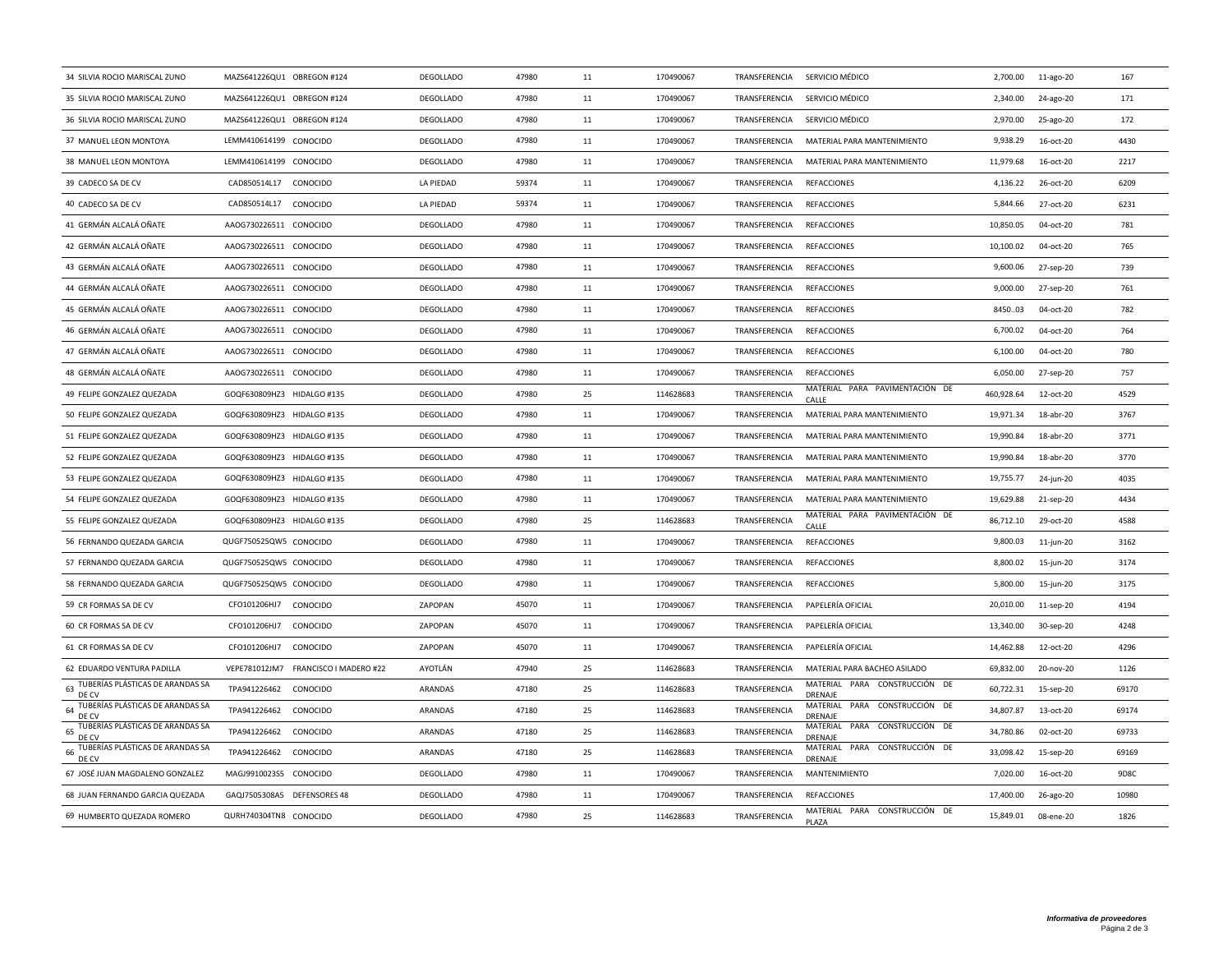| | | | | | | | | | | | |
|---|---|---|---|---|---|---|---|---|---|---|---|
| 34 | SILVIA ROCIO MARISCAL ZUNO | MAZS641226QU1 | OBREGON #124 | DEGOLLADO | 47980 | 11 | 170490067 | TRANSFERENCIA | SERVICIO MÉDICO | 2,700.00 | 11-ago-20 | 167 |
| 35 | SILVIA ROCIO MARISCAL ZUNO | MAZS641226QU1 | OBREGON #124 | DEGOLLADO | 47980 | 11 | 170490067 | TRANSFERENCIA | SERVICIO MÉDICO | 2,340.00 | 24-ago-20 | 171 |
| 36 | SILVIA ROCIO MARISCAL ZUNO | MAZS641226QU1 | OBREGON #124 | DEGOLLADO | 47980 | 11 | 170490067 | TRANSFERENCIA | SERVICIO MÉDICO | 2,970.00 | 25-ago-20 | 172 |
| 37 | MANUEL LEON MONTOYA | LEMM410614199 | CONOCIDO | DEGOLLADO | 47980 | 11 | 170490067 | TRANSFERENCIA | MATERIAL PARA MANTENIMIENTO | 9,938.29 | 16-oct-20 | 4430 |
| 38 | MANUEL LEON MONTOYA | LEMM410614199 | CONOCIDO | DEGOLLADO | 47980 | 11 | 170490067 | TRANSFERENCIA | MATERIAL PARA MANTENIMIENTO | 11,979.68 | 16-oct-20 | 2217 |
| 39 | CADECO SA DE CV | CAD850514L17 | CONOCIDO | LA PIEDAD | 59374 | 11 | 170490067 | TRANSFERENCIA | REFACCIONES | 4,136.22 | 26-oct-20 | 6209 |
| 40 | CADECO SA DE CV | CAD850514L17 | CONOCIDO | LA PIEDAD | 59374 | 11 | 170490067 | TRANSFERENCIA | REFACCIONES | 5,844.66 | 27-oct-20 | 6231 |
| 41 | GERMÁN ALCALÁ OÑATE | AAOG730226511 | CONOCIDO | DEGOLLADO | 47980 | 11 | 170490067 | TRANSFERENCIA | REFACCIONES | 10,850.05 | 04-oct-20 | 781 |
| 42 | GERMÁN ALCALÁ OÑATE | AAOG730226511 | CONOCIDO | DEGOLLADO | 47980 | 11 | 170490067 | TRANSFERENCIA | REFACCIONES | 10,100.02 | 04-oct-20 | 765 |
| 43 | GERMÁN ALCALÁ OÑATE | AAOG730226511 | CONOCIDO | DEGOLLADO | 47980 | 11 | 170490067 | TRANSFERENCIA | REFACCIONES | 9,600.06 | 27-sep-20 | 739 |
| 44 | GERMÁN ALCALÁ OÑATE | AAOG730226511 | CONOCIDO | DEGOLLADO | 47980 | 11 | 170490067 | TRANSFERENCIA | REFACCIONES | 9,000.00 | 27-sep-20 | 761 |
| 45 | GERMÁN ALCALÁ OÑATE | AAOG730226511 | CONOCIDO | DEGOLLADO | 47980 | 11 | 170490067 | TRANSFERENCIA | REFACCIONES | 8450..03 | 04-oct-20 | 782 |
| 46 | GERMÁN ALCALÁ OÑATE | AAOG730226511 | CONOCIDO | DEGOLLADO | 47980 | 11 | 170490067 | TRANSFERENCIA | REFACCIONES | 6,700.02 | 04-oct-20 | 764 |
| 47 | GERMÁN ALCALÁ OÑATE | AAOG730226511 | CONOCIDO | DEGOLLADO | 47980 | 11 | 170490067 | TRANSFERENCIA | REFACCIONES | 6,100.00 | 04-oct-20 | 780 |
| 48 | GERMÁN ALCALÁ OÑATE | AAOG730226511 | CONOCIDO | DEGOLLADO | 47980 | 11 | 170490067 | TRANSFERENCIA | REFACCIONES | 6,050.00 | 27-sep-20 | 757 |
| 49 | FELIPE GONZALEZ QUEZADA | GOQF630809HZ3 | HIDALGO #135 | DEGOLLADO | 47980 | 25 | 114628683 | TRANSFERENCIA | MATERIAL PARA PAVIMENTACIÓN DE CALLE | 460,928.64 | 12-oct-20 | 4529 |
| 50 | FELIPE GONZALEZ QUEZADA | GOQF630809HZ3 | HIDALGO #135 | DEGOLLADO | 47980 | 11 | 170490067 | TRANSFERENCIA | MATERIAL PARA MANTENIMIENTO | 19,971.34 | 18-abr-20 | 3767 |
| 51 | FELIPE GONZALEZ QUEZADA | GOQF630809HZ3 | HIDALGO #135 | DEGOLLADO | 47980 | 11 | 170490067 | TRANSFERENCIA | MATERIAL PARA MANTENIMIENTO | 19,990.84 | 18-abr-20 | 3771 |
| 52 | FELIPE GONZALEZ QUEZADA | GOQF630809HZ3 | HIDALGO #135 | DEGOLLADO | 47980 | 11 | 170490067 | TRANSFERENCIA | MATERIAL PARA MANTENIMIENTO | 19,990.84 | 18-abr-20 | 3770 |
| 53 | FELIPE GONZALEZ QUEZADA | GOQF630809HZ3 | HIDALGO #135 | DEGOLLADO | 47980 | 11 | 170490067 | TRANSFERENCIA | MATERIAL PARA MANTENIMIENTO | 19,755.77 | 24-jun-20 | 4035 |
| 54 | FELIPE GONZALEZ QUEZADA | GOQF630809HZ3 | HIDALGO #135 | DEGOLLADO | 47980 | 11 | 170490067 | TRANSFERENCIA | MATERIAL PARA MANTENIMIENTO | 19,629.88 | 21-sep-20 | 4434 |
| 55 | FELIPE GONZALEZ QUEZADA | GOQF630809HZ3 | HIDALGO #135 | DEGOLLADO | 47980 | 25 | 114628683 | TRANSFERENCIA | MATERIAL PARA PAVIMENTACIÓN DE CALLE | 86,712.10 | 29-oct-20 | 4588 |
| 56 | FERNANDO QUEZADA GARCIA | QUGF750525QW5 | CONOCIDO | DEGOLLADO | 47980 | 11 | 170490067 | TRANSFERENCIA | REFACCIONES | 9,800.03 | 11-jun-20 | 3162 |
| 57 | FERNANDO QUEZADA GARCIA | QUGF750525QW5 | CONOCIDO | DEGOLLADO | 47980 | 11 | 170490067 | TRANSFERENCIA | REFACCIONES | 8,800.02 | 15-jun-20 | 3174 |
| 58 | FERNANDO QUEZADA GARCIA | QUGF750525QW5 | CONOCIDO | DEGOLLADO | 47980 | 11 | 170490067 | TRANSFERENCIA | REFACCIONES | 5,800.00 | 15-jun-20 | 3175 |
| 59 | CR FORMAS SA DE CV | CFO101206HJ7 | CONOCIDO | ZAPOPAN | 45070 | 11 | 170490067 | TRANSFERENCIA | PAPELERÍA OFICIAL | 20,010.00 | 11-sep-20 | 4194 |
| 60 | CR FORMAS SA DE CV | CFO101206HJ7 | CONOCIDO | ZAPOPAN | 45070 | 11 | 170490067 | TRANSFERENCIA | PAPELERÍA OFICIAL | 13,340.00 | 30-sep-20 | 4248 |
| 61 | CR FORMAS SA DE CV | CFO101206HJ7 | CONOCIDO | ZAPOPAN | 45070 | 11 | 170490067 | TRANSFERENCIA | PAPELERÍA OFICIAL | 14,462.88 | 12-oct-20 | 4296 |
| 62 | EDUARDO VENTURA PADILLA | VEPE781012JM7 | FRANCISCO I MADERO #22 | AYOTLÁN | 47940 | 25 | 114628683 | TRANSFERENCIA | MATERIAL PARA BACHEO ASILADO | 69,832.00 | 20-nov-20 | 1126 |
| 63 | TUBERÍAS PLÁSTICAS DE ARANDAS SA DE CV | TPA941226462 | CONOCIDO | ARANDAS | 47180 | 25 | 114628683 | TRANSFERENCIA | MATERIAL PARA CONSTRUCCIÓN DE DRENAJE | 60,722.31 | 15-sep-20 | 69170 |
| 64 | TUBERÍAS PLÁSTICAS DE ARANDAS SA DE CV | TPA941226462 | CONOCIDO | ARANDAS | 47180 | 25 | 114628683 | TRANSFERENCIA | MATERIAL PARA CONSTRUCCIÓN DE DRENAJE | 34,807.87 | 13-oct-20 | 69174 |
| 65 | TUBERÍAS PLÁSTICAS DE ARANDAS SA DE CV | TPA941226462 | CONOCIDO | ARANDAS | 47180 | 25 | 114628683 | TRANSFERENCIA | MATERIAL PARA CONSTRUCCIÓN DE DRENAJE | 34,780.86 | 02-oct-20 | 69733 |
| 66 | TUBERÍAS PLÁSTICAS DE ARANDAS SA DE CV | TPA941226462 | CONOCIDO | ARANDAS | 47180 | 25 | 114628683 | TRANSFERENCIA | MATERIAL PARA CONSTRUCCIÓN DE DRENAJE | 33,098.42 | 15-sep-20 | 69169 |
| 67 | JOSÉ JUAN MAGDALENO GONZALEZ | MAGJ9910023S5 | CONOCIDO | DEGOLLADO | 47980 | 11 | 170490067 | TRANSFERENCIA | MANTENIMIENTO | 7,020.00 | 16-oct-20 | 9D8C |
| 68 | JUAN FERNANDO GARCIA QUEZADA | GAQJ7505308A5 | DEFENSORES 48 | DEGOLLADO | 47980 | 11 | 170490067 | TRANSFERENCIA | REFACCIONES | 17,400.00 | 26-ago-20 | 10980 |
| 69 | HUMBERTO QUEZADA ROMERO | QURH740304TN8 | CONOCIDO | DEGOLLADO | 47980 | 25 | 114628683 | TRANSFERENCIA | MATERIAL PARA CONSTRUCCIÓN DE PLAZA | 15,849.01 | 08-ene-20 | 1826 |

***Informativa de proveedores***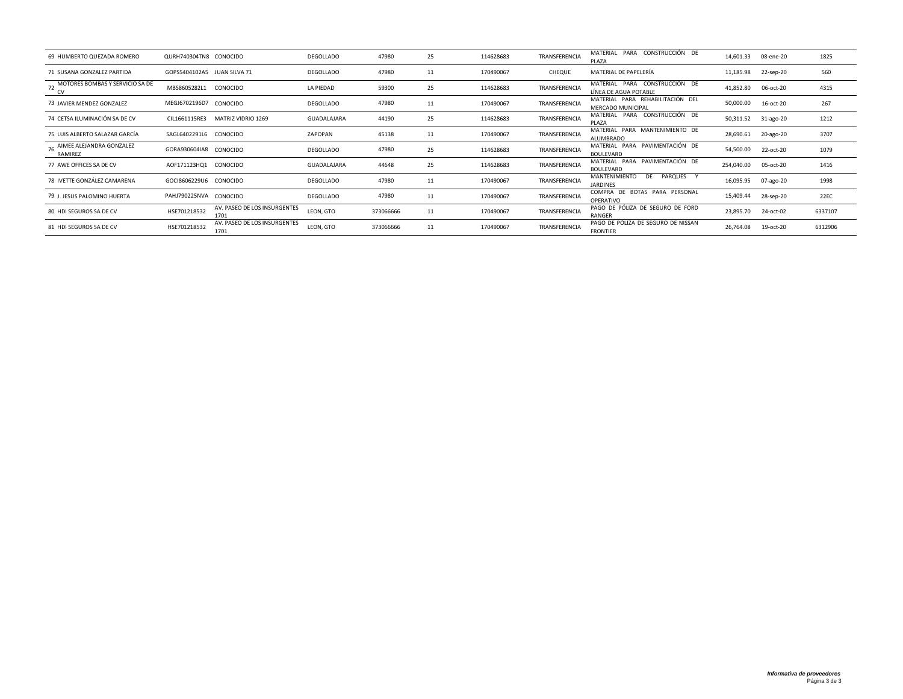| | | | | | | | | | | | |
|---|---|---|---|---|---|---|---|---|---|---|---|
| 69 | HUMBERTO QUEZADA ROMERO | QURH740304TN8 | CONOCIDO | DEGOLLADO | 47980 | 25 | 114628683 | TRANSFERENCIA | MATERIAL PARA CONSTRUCCIÓN DE PLAZA | 14,601.33 | 08-ene-20 | 1825 |
| 71 | SUSANA GONZALEZ PARTIDA | GOPS5404102A5 | JUAN SILVA 71 | DEGOLLADO | 47980 | 11 | 170490067 | CHEQUE | MATERIAL DE PAPELERÍA | 11,185.98 | 22-sep-20 | 560 |
| 72 | MOTORES BOMBAS Y SERVICIO SA DE CV | MBS8605282L1 | CONOCIDO | LA PIEDAD | 59300 | 25 | 114628683 | TRANSFERENCIA | MATERIAL PARA CONSTRUCCIÓN DE LÍNEA DE AGUA POTABLE | 41,852.80 | 06-oct-20 | 4315 |
| 73 | JAVIER MENDEZ GONZALEZ | MEGJ6702196D7 | CONOCIDO | DEGOLLADO | 47980 | 11 | 170490067 | TRANSFERENCIA | MATERIAL PARA REHABILITACIÓN DEL MERCADO MUNICIPAL | 50,000.00 | 16-oct-20 | 267 |
| 74 | CETSA ILUMINACIÓN SA DE CV | CIL1661115RE3 | MATRIZ VIDRIO 1269 | GUADALAJARA | 44190 | 25 | 114628683 | TRANSFERENCIA | MATERIAL PARA CONSTRUCCIÓN DE PLAZA | 50,311.52 | 31-ago-20 | 1212 |
| 75 | LUIS ALBERTO SALAZAR GARCÍA | SAGL6402291L6 | CONOCIDO | ZAPOPAN | 45138 | 11 | 170490067 | TRANSFERENCIA | MATERIAL PARA MANTENIMIENTO DE ALUMBRADO | 28,690.61 | 20-ago-20 | 3707 |
| 76 | AIMEE ALEJANDRA GONZALEZ RAMIREZ | GORA930604IA8 | CONOCIDO | DEGOLLADO | 47980 | 25 | 114628683 | TRANSFERENCIA | MATERIAL PARA PAVIMENTACIÓN DE BOULEVARD | 54,500.00 | 22-oct-20 | 1079 |
| 77 | AWE OFFICES SA DE CV | AOF171123HQ1 | CONOCIDO | GUADALAJARA | 44648 | 25 | 114628683 | TRANSFERENCIA | MATERIAL PARA PAVIMENTACIÓN DE BOULEVARD | 254,040.00 | 05-oct-20 | 1416 |
| 78 | IVETTE GONZÁLEZ CAMARENA | GOCI8606229U6 | CONOCIDO | DEGOLLADO | 47980 | 11 | 170490067 | TRANSFERENCIA | MANTENIMIENTO DE PARQUES Y JARDINES | 16,095.95 | 07-ago-20 | 1998 |
| 79 | J. JESUS PALOMINO HUERTA | PAHJ790225NVA | CONOCIDO | DEGOLLADO | 47980 | 11 | 170490067 | TRANSFERENCIA | COMPRA DE BOTAS PARA PERSONAL OPERATIVO | 15,409.44 | 28-sep-20 | 22EC |
| 80 | HDI SEGUROS SA DE CV | HSE701218532 | AV. PASEO DE LOS INSURGENTES 1701 | LEON, GTO | 373066666 | 11 | 170490067 | TRANSFERENCIA | PAGO DE PÓLIZA DE SEGURO DE FORD RANGER | 23,895.70 | 24-oct-02 | 6337107 |
| 81 | HDI SEGUROS SA DE CV | HSE701218532 | AV. PASEO DE LOS INSURGENTES 1701 | LEON, GTO | 373066666 | 11 | 170490067 | TRANSFERENCIA | PAGO DE PÓLIZA DE SEGURO DE NISSAN FRONTIER | 26,764.08 | 19-oct-20 | 6312906 |

*Informativa de proveedores*